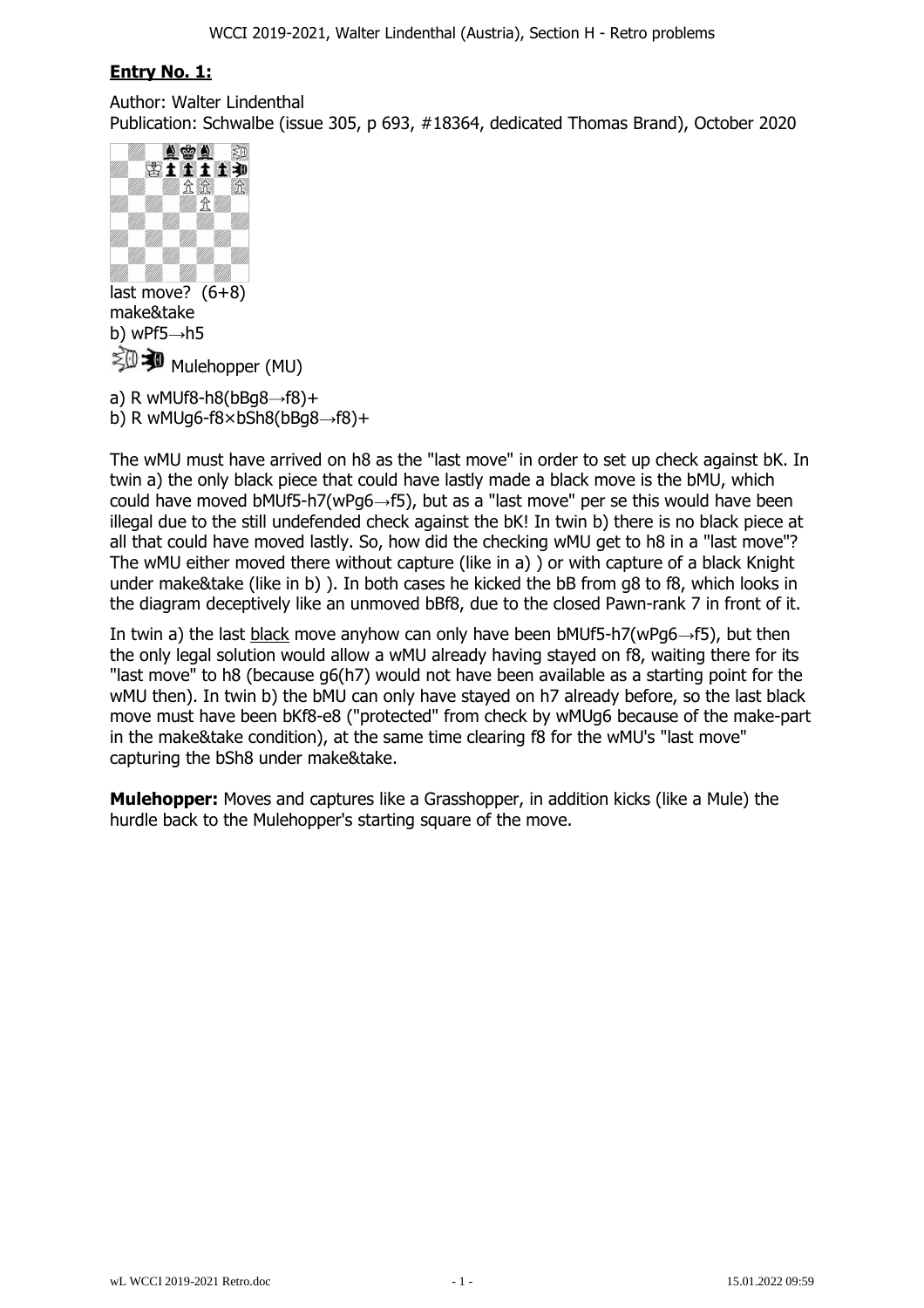## **Entry No. 1:**

Author: Walter Lindenthal
Publication: Schwalbe (issue 305, p 693, #18364, dedicated Thomas Brand), October 2020

last move? (6+8)
make&take
b) wPf5→h5

Mulehopper (MU)

a) R wMUf8-h8(bBg8→f8)+
b) R wMUg6-f8×bSh8(bBg8→f8)+

The wMU must have arrived on h8 as the "last move" in order to set up check against bK. In twin a) the only black piece that could have lastly made a black move is the bMU, which could have moved bMUf5-h7(wPg6→f5), but as a "last move" per se this would have been illegal due to the still undefended check against the bK! In twin b) there is no black piece at all that could have moved lastly. So, how did the checking wMU get to h8 in a "last move"? The wMU either moved there without capture (like in a) ) or with capture of a black Knight under make&take (like in b) ). In both cases he kicked the bB from g8 to f8, which looks in the diagram deceptively like an unmoved bBf8, due to the closed Pawn-rank 7 in front of it.

In twin a) the last <u>black</u> move anyhow can only have been bMUf5-h7(wPg6→f5), but then the only legal solution would allow a wMU already having stayed on f8, waiting there for its "last move" to h8 (because g6(h7) would not have been available as a starting point for the wMU then). In twin b) the bMU can only have stayed on h7 already before, so the last black move must have been bKf8-e8 ("protected" from check by wMUg6 because of the make-part in the make&take condition), at the same time clearing f8 for the wMU's "last move" capturing the bSh8 under make&take.

**Mulehopper:** Moves and captures like a Grasshopper, in addition kicks (like a Mule) the hurdle back to the Mulehopper's starting square of the move.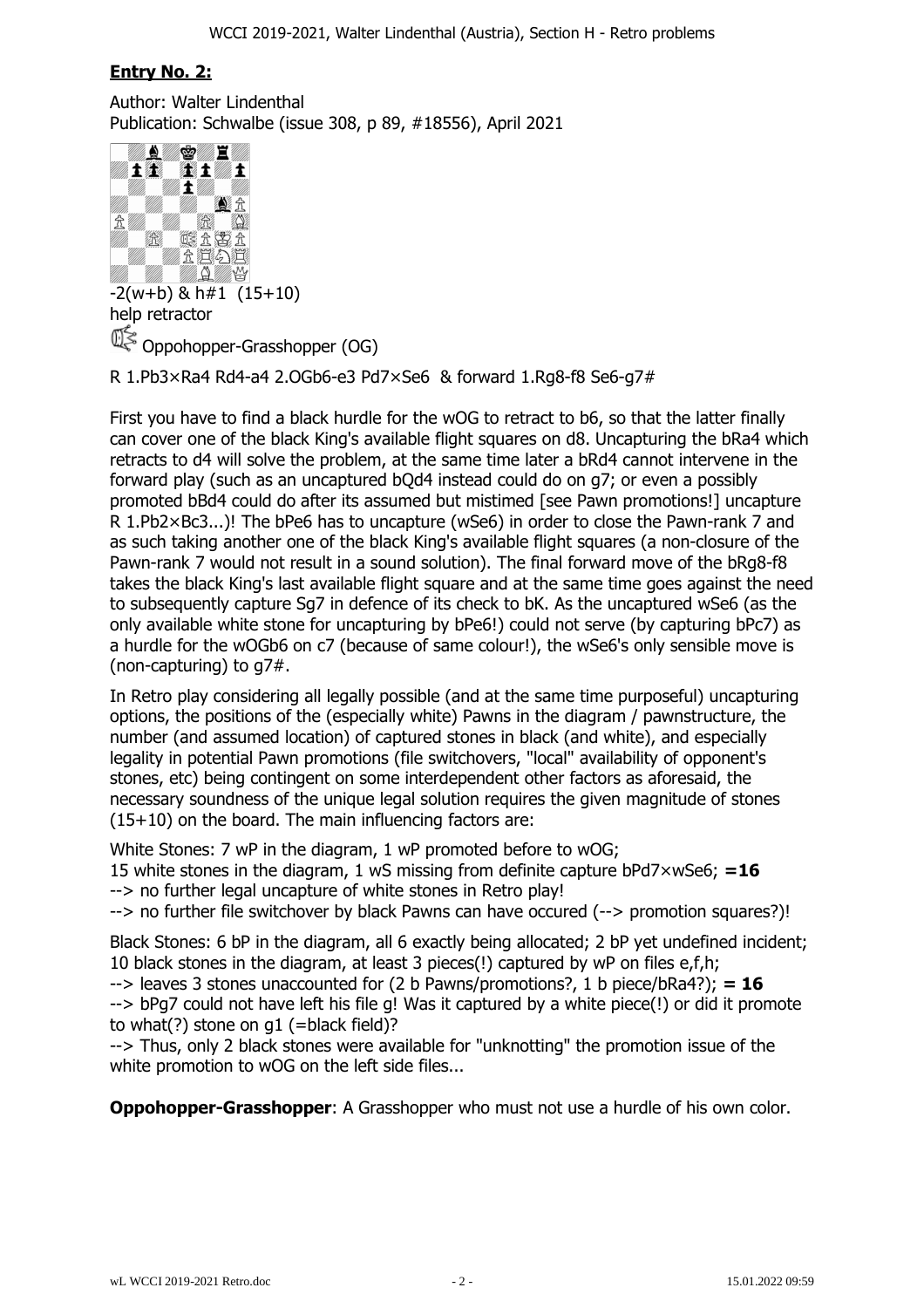## **Entry No. 2:**

Author: Walter Lindenthal
Publication: Schwalbe (issue 308, p 89, #18556), April 2021

-2(w+b) & h#1 (15+10)
help retractor

Oppohopper-Grasshopper (OG)

R 1.Pb3×Ra4 Rd4-a4 2.OGb6-e3 Pd7×Se6 & forward 1.Rg8-f8 Se6-g7#

First you have to find a black hurdle for the wOG to retract to b6, so that the latter finally can cover one of the black King's available flight squares on d8. Uncapturing the bRa4 which retracts to d4 will solve the problem, at the same time later a bRd4 cannot intervene in the forward play (such as an uncaptured bQd4 instead could do on g7; or even a possibly promoted bBd4 could do after its assumed but mistimed [see Pawn promotions!] uncapture R 1.Pb2×Bc3...)! The bPe6 has to uncapture (wSe6) in order to close the Pawn-rank 7 and as such taking another one of the black King's available flight squares (a non-closure of the Pawn-rank 7 would not result in a sound solution). The final forward move of the bRg8-f8 takes the black King's last available flight square and at the same time goes against the need to subsequently capture Sg7 in defence of its check to bK. As the uncaptured wSe6 (as the only available white stone for uncapturing by bPe6!) could not serve (by capturing bPc7) as a hurdle for the wOGb6 on c7 (because of same colour!), the wSe6's only sensible move is (non-capturing) to g7#.

In Retro play considering all legally possible (and at the same time purposeful) uncapturing options, the positions of the (especially white) Pawns in the diagram / pawnstructure, the number (and assumed location) of captured stones in black (and white), and especially legality in potential Pawn promotions (file switchovers, "local" availability of opponent's stones, etc) being contingent on some interdependent other factors as aforesaid, the necessary soundness of the unique legal solution requires the given magnitude of stones (15+10) on the board. The main influencing factors are:

White Stones: 7 wP in the diagram, 1 wP promoted before to wOG;
15 white stones in the diagram, 1 wS missing from definite capture bPd7×wSe6; **=16**
--> no further legal uncapture of white stones in Retro play!
--> no further file switchover by black Pawns can have occured (--> promotion squares?)!

Black Stones: 6 bP in the diagram, all 6 exactly being allocated; 2 bP yet undefined incident;
10 black stones in the diagram, at least 3 pieces(!) captured by wP on files e,f,h;
--> leaves 3 stones unaccounted for (2 b Pawns/promotions?, 1 b piece/bRa4?); **= 16**
--> bPg7 could not have left his file g! Was it captured by a white piece(!) or did it promote to what(?) stone on g1 (=black field)?
--> Thus, only 2 black stones were available for "unknotting" the promotion issue of the white promotion to wOG on the left side files...

**Oppohopper-Grasshopper**: A Grasshopper who must not use a hurdle of his own color.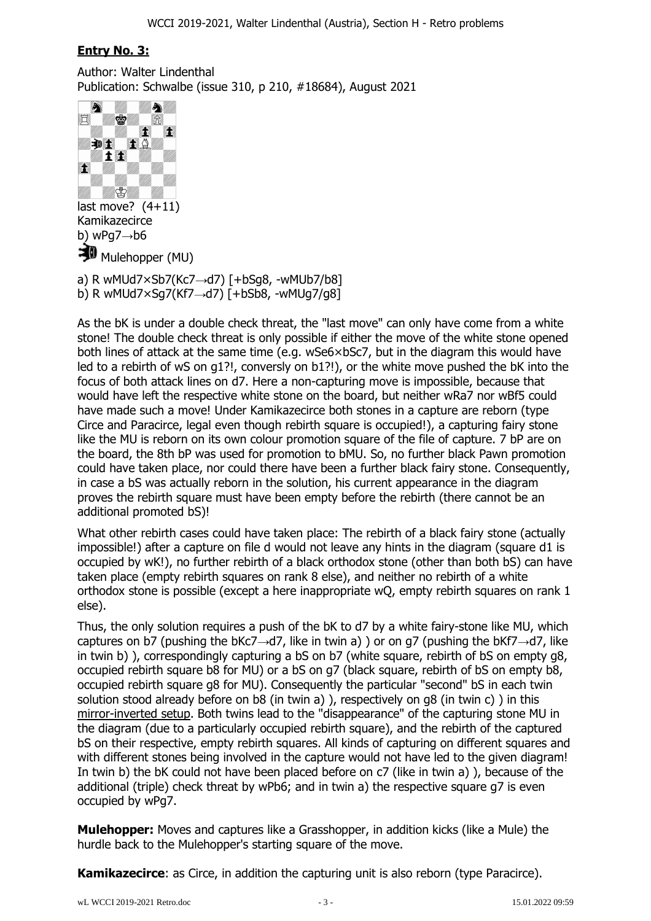## Entry No. 3:

Author: Walter Lindenthal
Publication: Schwalbe (issue 310, p 210, #18684), August 2021

last move? (4+11)
Kamikazecirce
b) wPg7→b6
Mulehopper (MU)

a) R wMUd7×Sb7(Kc7→d7) [+bSg8, -wMUb7/b8]
b) R wMUd7×Sg7(Kf7→d7) [+bSb8, -wMUg7/g8]

As the bK is under a double check threat, the "last move" can only have come from a white stone! The double check threat is only possible if either the move of the white stone opened both lines of attack at the same time (e.g. wSe6×bSc7, but in the diagram this would have led to a rebirth of wS on g1?!, conversly on b1?!), or the white move pushed the bK into the focus of both attack lines on d7. Here a non-capturing move is impossible, because that would have left the respective white stone on the board, but neither wRa7 nor wBf5 could have made such a move! Under Kamikazecirce both stones in a capture are reborn (type Circe and Paracirce, legal even though rebirth square is occupied!), a capturing fairy stone like the MU is reborn on its own colour promotion square of the file of capture. 7 bP are on the board, the 8th bP was used for promotion to bMU. So, no further black Pawn promotion could have taken place, nor could there have been a further black fairy stone. Consequently, in case a bS was actually reborn in the solution, his current appearance in the diagram proves the rebirth square must have been empty before the rebirth (there cannot be an additional promoted bS)!

What other rebirth cases could have taken place: The rebirth of a black fairy stone (actually impossible!) after a capture on file d would not leave any hints in the diagram (square d1 is occupied by wK!), no further rebirth of a black orthodox stone (other than both bS) can have taken place (empty rebirth squares on rank 8 else), and neither no rebirth of a white orthodox stone is possible (except a here inappropriate wQ, empty rebirth squares on rank 1 else).

Thus, the only solution requires a push of the bK to d7 by a white fairy-stone like MU, which captures on b7 (pushing the bKc7→d7, like in twin a) ) or on g7 (pushing the bKf7→d7, like in twin b) ), correspondingly capturing a bS on b7 (white square, rebirth of bS on empty g8, occupied rebirth square b8 for MU) or a bS on g7 (black square, rebirth of bS on empty b8, occupied rebirth square g8 for MU). Consequently the particular "second" bS in each twin solution stood already before on b8 (in twin a) ), respectively on g8 (in twin c) ) in this mirror-inverted setup. Both twins lead to the "disappearance" of the capturing stone MU in the diagram (due to a particularly occupied rebirth square), and the rebirth of the captured bS on their respective, empty rebirth squares. All kinds of capturing on different squares and with different stones being involved in the capture would not have led to the given diagram! In twin b) the bK could not have been placed before on c7 (like in twin a) ), because of the additional (triple) check threat by wPb6; and in twin a) the respective square g7 is even occupied by wPg7.

**Mulehopper:** Moves and captures like a Grasshopper, in addition kicks (like a Mule) the hurdle back to the Mulehopper's starting square of the move.

**Kamikazecirce**: as Circe, in addition the capturing unit is also reborn (type Paracirce).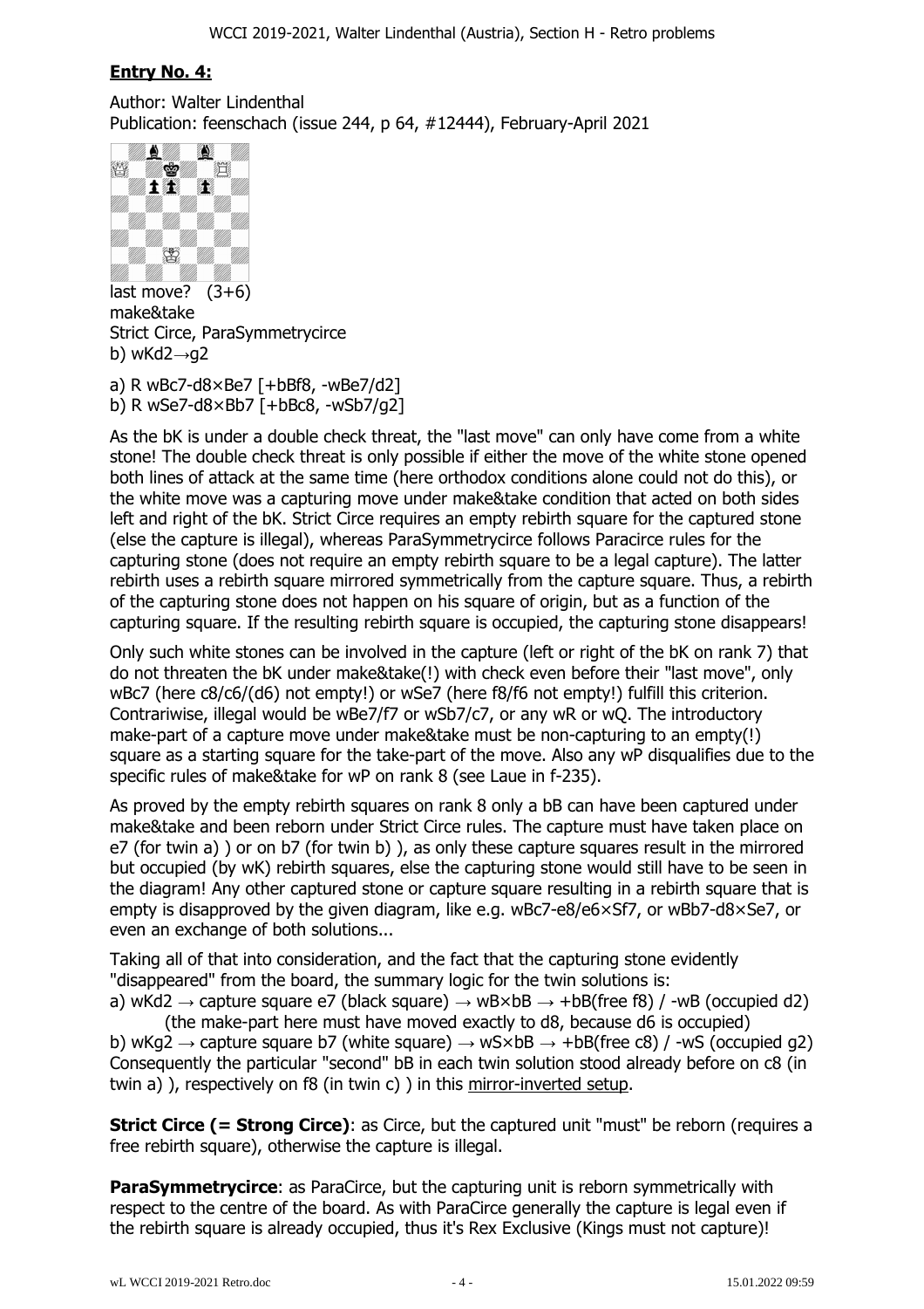## Entry No. 4:

Author: Walter Lindenthal
Publication: feenschach (issue 244, p 64, #12444), February-April 2021

last move? (3+6)
make&take
Strict Circe, ParaSymmetrycirce
b) wKd2→g2

a) R wBc7-d8×Be7 [+bBf8, -wBe7/d2]
b) R wSe7-d8×Bb7 [+bBc8, -wSb7/g2]

As the bK is under a double check threat, the "last move" can only have come from a white stone! The double check threat is only possible if either the move of the white stone opened both lines of attack at the same time (here orthodox conditions alone could not do this), or the white move was a capturing move under make&take condition that acted on both sides left and right of the bK. Strict Circe requires an empty rebirth square for the captured stone (else the capture is illegal), whereas ParaSymmetrycirce follows Paracirce rules for the capturing stone (does not require an empty rebirth square to be a legal capture). The latter rebirth uses a rebirth square mirrored symmetrically from the capture square. Thus, a rebirth of the capturing stone does not happen on his square of origin, but as a function of the capturing square. If the resulting rebirth square is occupied, the capturing stone disappears!

Only such white stones can be involved in the capture (left or right of the bK on rank 7) that do not threaten the bK under make&take(!) with check even before their "last move", only wBc7 (here c8/c6/(d6) not empty!) or wSe7 (here f8/f6 not empty!) fulfill this criterion. Contrariwise, illegal would be wBe7/f7 or wSb7/c7, or any wR or wQ. The introductory make-part of a capture move under make&take must be non-capturing to an empty(!) square as a starting square for the take-part of the move. Also any wP disqualifies due to the specific rules of make&take for wP on rank 8 (see Laue in f-235).

As proved by the empty rebirth squares on rank 8 only a bB can have been captured under make&take and been reborn under Strict Circe rules. The capture must have taken place on e7 (for twin a) ) or on b7 (for twin b) ), as only these capture squares result in the mirrored but occupied (by wK) rebirth squares, else the capturing stone would still have to be seen in the diagram! Any other captured stone or capture square resulting in a rebirth square that is empty is disapproved by the given diagram, like e.g. wBc7-e8/e6×Sf7, or wBb7-d8×Se7, or even an exchange of both solutions...

Taking all of that into consideration, and the fact that the capturing stone evidently "disappeared" from the board, the summary logic for the twin solutions is:
a) wKd2 → capture square e7 (black square) → wB×bB → +bB(free f8) / -wB (occupied d2)
(the make-part here must have moved exactly to d8, because d6 is occupied)
b) wKg2 → capture square b7 (white square) → wS×bB → +bB(free c8) / -wS (occupied g2)
Consequently the particular "second" bB in each twin solution stood already before on c8 (in twin a) ), respectively on f8 (in twin c) ) in this mirror-inverted setup.

**Strict Circe (= Strong Circe)**: as Circe, but the captured unit "must" be reborn (requires a free rebirth square), otherwise the capture is illegal.

**ParaSymmetrycirce**: as ParaCirce, but the capturing unit is reborn symmetrically with respect to the centre of the board. As with ParaCirce generally the capture is legal even if the rebirth square is already occupied, thus it's Rex Exclusive (Kings must not capture)!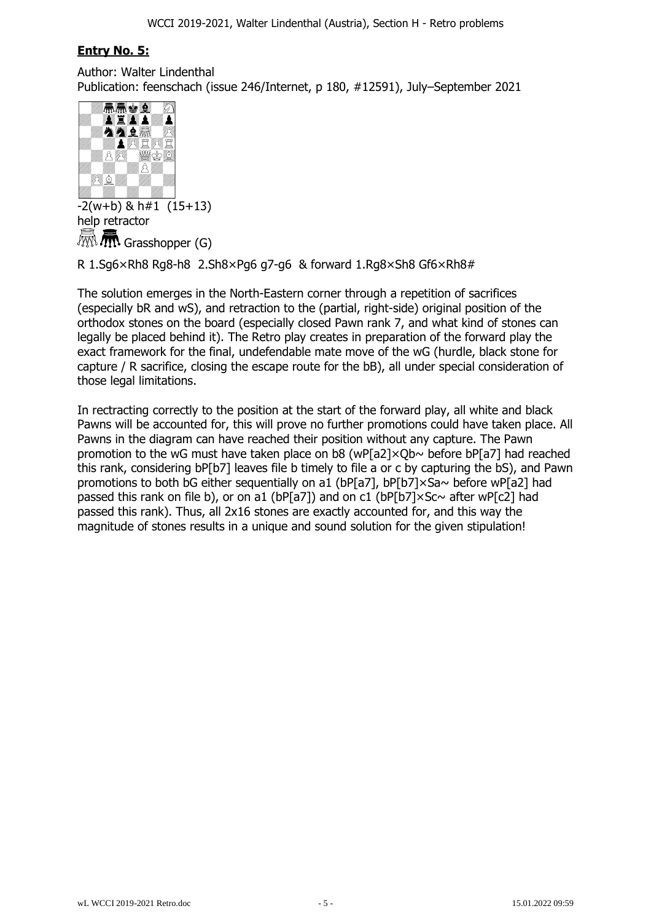## **Entry No. 5:**

Author: Walter Lindenthal
Publication: feenschach (issue 246/Internet, p 180, #12591), July–September 2021

-2(w+b) & h#1 (15+13)
help retractor
Grasshopper (G)

R 1.Sg6×Rh8 Rg8-h8 2.Sh8×Pg6 g7-g6 & forward 1.Rg8×Sh8 Gf6×Rh8#

The solution emerges in the North-Eastern corner through a repetition of sacrifices (especially bR and wS), and retraction to the (partial, right-side) original position of the orthodox stones on the board (especially closed Pawn rank 7, and what kind of stones can legally be placed behind it). The Retro play creates in preparation of the forward play the exact framework for the final, undefendable mate move of the wG (hurdle, black stone for capture / R sacrifice, closing the escape route for the bB), all under special consideration of those legal limitations.

In rectracting correctly to the position at the start of the forward play, all white and black Pawns will be accounted for, this will prove no further promotions could have taken place. All Pawns in the diagram can have reached their position without any capture. The Pawn promotion to the wG must have taken place on b8 (wP[a2]×Qb~ before bP[a7] had reached this rank, considering bP[b7] leaves file b timely to file a or c by capturing the bS), and Pawn promotions to both bG either sequentially on a1 (bP[a7], bP[b7]×Sa~ before wP[a2] had passed this rank on file b), or on a1 (bP[a7]) and on c1 (bP[b7]×Sc~ after wP[c2] had passed this rank). Thus, all 2x16 stones are exactly accounted for, and this way the magnitude of stones results in a unique and sound solution for the given stipulation!